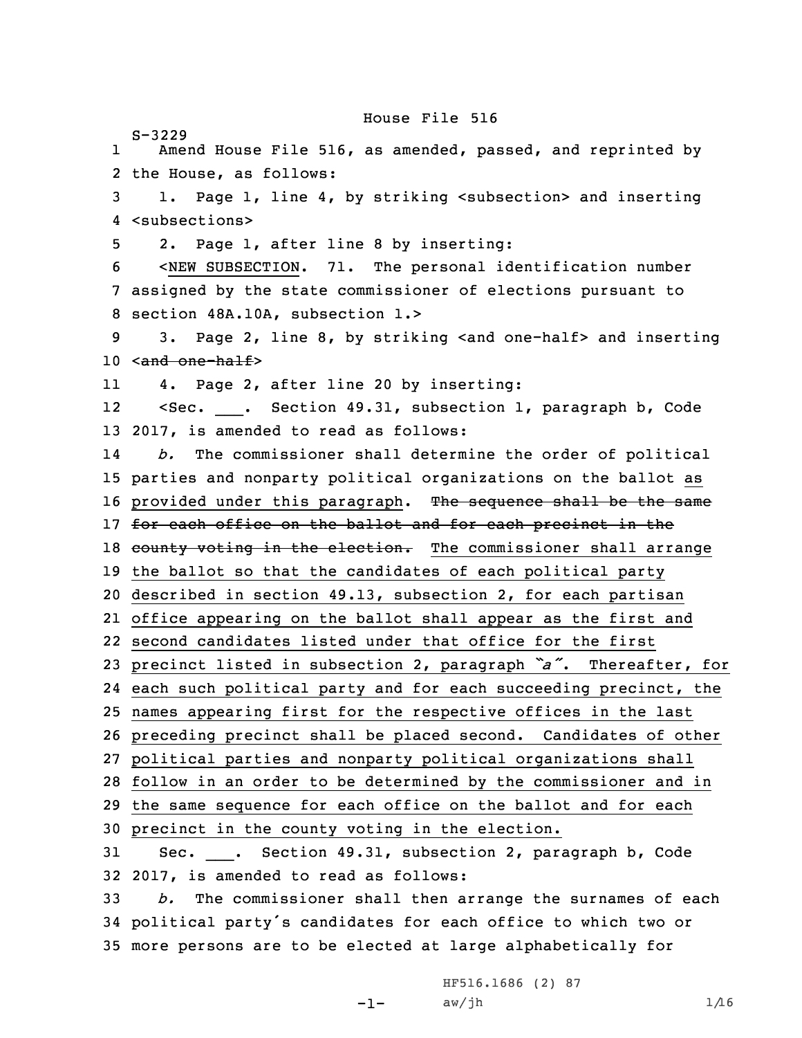# House File 516

S-3229

1 Amend House File 516, as amended, passed, and reprinted by
2 the House, as follows:
3 1. Page 1, line 4, by striking <subsection> and inserting
4 <subsections>
5 2. Page 1, after line 8 by inserting:
6 <NEW SUBSECTION. 71. The personal identification number
7 assigned by the state commissioner of elections pursuant to
8 section 48A.10A, subsection 1.>
9 3. Page 2, line 8, by striking <and one-half> and inserting
10 <~~and one-half~~>
11 4. Page 2, after line 20 by inserting:
12 <Sec. ___. Section 49.31, subsection 1, paragraph b, Code
13 2017, is amended to read as follows:
14 *b.* The commissioner shall determine the order of political
15 parties and nonparty political organizations on the ballot as
16 provided under this paragraph. ~~The sequence shall be the same~~
17 ~~for each office on the ballot and for each precinct in the~~
18 ~~county voting in the election.~~ The commissioner shall arrange
19 the ballot so that the candidates of each political party
20 described in section 49.13, subsection 2, for each partisan
21 office appearing on the ballot shall appear as the first and
22 second candidates listed under that office for the first
23 precinct listed in subsection 2, paragraph *"a"*. Thereafter, for
24 each such political party and for each succeeding precinct, the
25 names appearing first for the respective offices in the last
26 preceding precinct shall be placed second. Candidates of other
27 political parties and nonparty political organizations shall
28 follow in an order to be determined by the commissioner and in
29 the same sequence for each office on the ballot and for each
30 precinct in the county voting in the election.
31 Sec. ___. Section 49.31, subsection 2, paragraph b, Code
32 2017, is amended to read as follows:
33 *b.* The commissioner shall then arrange the surnames of each
34 political party's candidates for each office to which two or
35 more persons are to be elected at large alphabetically for

HF516.1686 (2) 87
aw/jh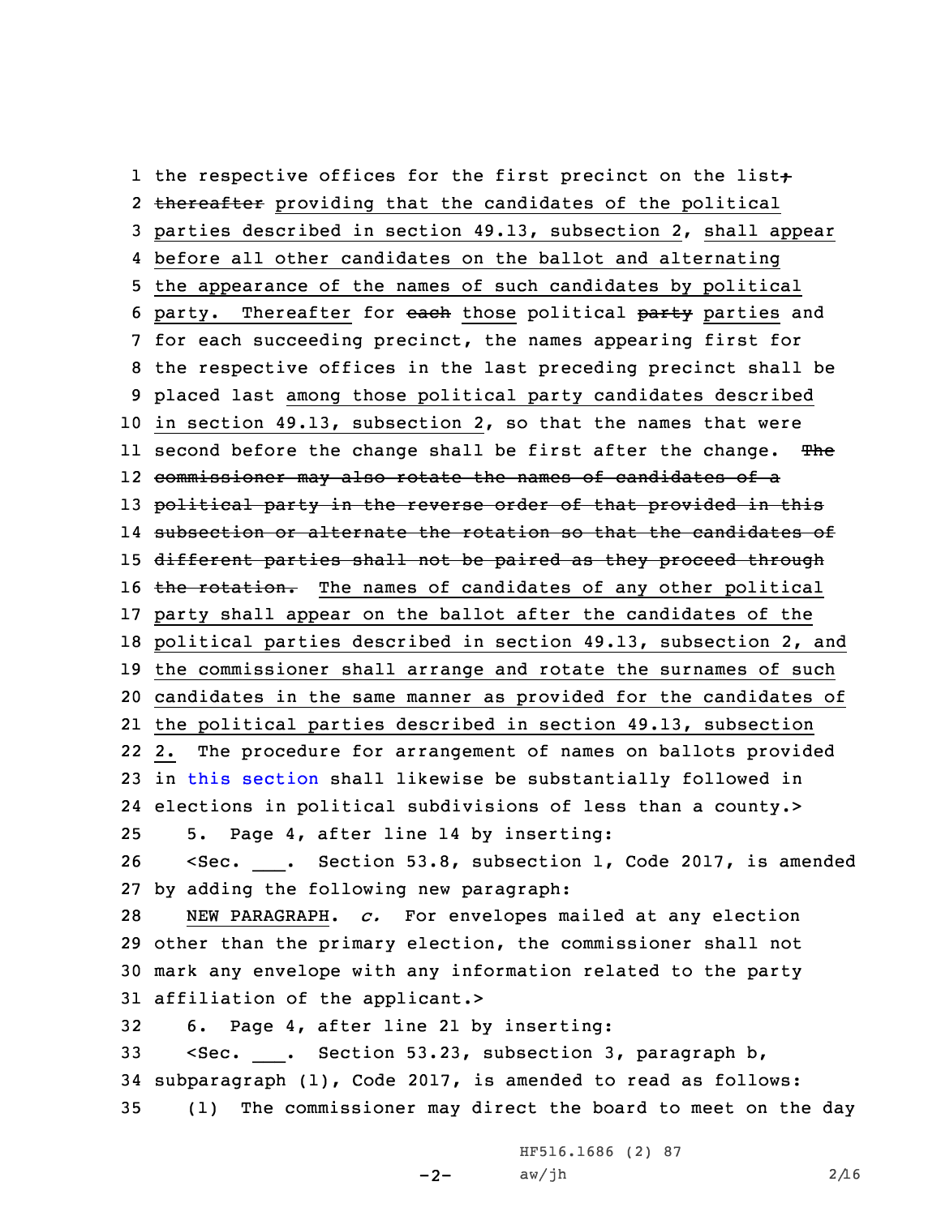the respective offices for the first precinct on the list~~;~~ ~~thereafter~~ providing that the candidates of the political parties described in section 49.13, subsection 2, shall appear before all other candidates on the ballot and alternating the appearance of the names of such candidates by political party. Thereafter for ~~each~~ those political ~~party~~ parties and for each succeeding precinct, the names appearing first for the respective offices in the last preceding precinct shall be placed last among those political party candidates described in section 49.13, subsection 2, so that the names that were second before the change shall be first after the change. ~~The commissioner may also rotate the names of candidates of a political party in the reverse order of that provided in this subsection or alternate the rotation so that the candidates of different parties shall not be paired as they proceed through the rotation.~~ The names of candidates of any other political party shall appear on the ballot after the candidates of the political parties described in section 49.13, subsection 2, and the commissioner shall arrange and rotate the surnames of such candidates in the same manner as provided for the candidates of the political parties described in section 49.13, subsection 2. The procedure for arrangement of names on ballots provided in this section shall likewise be substantially followed in elections in political subdivisions of less than a county.>

5. Page 4, after line 14 by inserting:

<Sec. \_\_\_. Section 53.8, subsection 1, Code 2017, is amended by adding the following new paragraph:

NEW PARAGRAPH. *c.* For envelopes mailed at any election other than the primary election, the commissioner shall not mark any envelope with any information related to the party affiliation of the applicant.>

6. Page 4, after line 21 by inserting:

<Sec. \_\_\_. Section 53.23, subsection 3, paragraph b, subparagraph (1), Code 2017, is amended to read as follows:

(1) The commissioner may direct the board to meet on the day

HF516.1686 (2) 87

aw/jh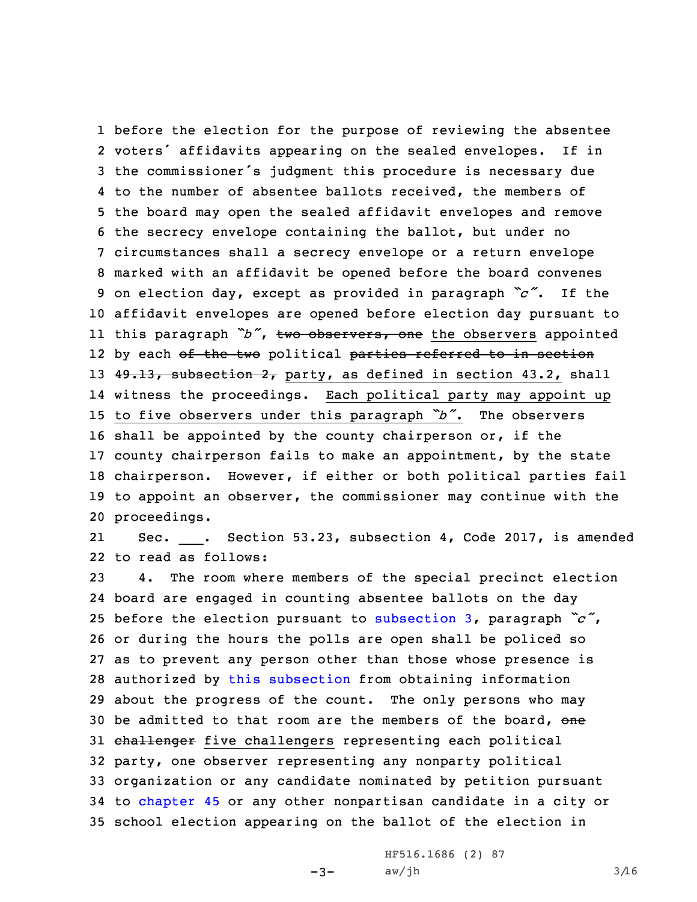before the election for the purpose of reviewing the absentee voters' affidavits appearing on the sealed envelopes. If in the commissioner's judgment this procedure is necessary due to the number of absentee ballots received, the members of the board may open the sealed affidavit envelopes and remove the secrecy envelope containing the ballot, but under no circumstances shall a secrecy envelope or a return envelope marked with an affidavit be opened before the board convenes on election day, except as provided in paragraph "*c*". If the affidavit envelopes are opened before election day pursuant to this paragraph "*b*", ~~two observers, one~~ <u>the observers</u> appointed by each ~~of the two~~ political ~~parties referred to in section 49.13, subsection 2,~~ <u>party, as defined in section 43.2,</u> shall witness the proceedings. <u>Each political party may appoint up to five observers under this paragraph "*b*".</u> The observers shall be appointed by the county chairperson or, if the county chairperson fails to make an appointment, by the state chairperson. However, if either or both political parties fail to appoint an observer, the commissioner may continue with the proceedings.

Sec. \_\_\_. Section 53.23, subsection 4, Code 2017, is amended to read as follows:

4. The room where members of the special precinct election board are engaged in counting absentee ballots on the day before the election pursuant to subsection 3, paragraph "*c*", or during the hours the polls are open shall be policed so as to prevent any person other than those whose presence is authorized by this subsection from obtaining information about the progress of the count. The only persons who may be admitted to that room are the members of the board, ~~one challenger~~ <u>five challengers</u> representing each political party, one observer representing any nonparty political organization or any candidate nominated by petition pursuant to chapter 45 or any other nonpartisan candidate in a city or school election appearing on the ballot of the election in

HF516.1686 (2) 87

aw/jh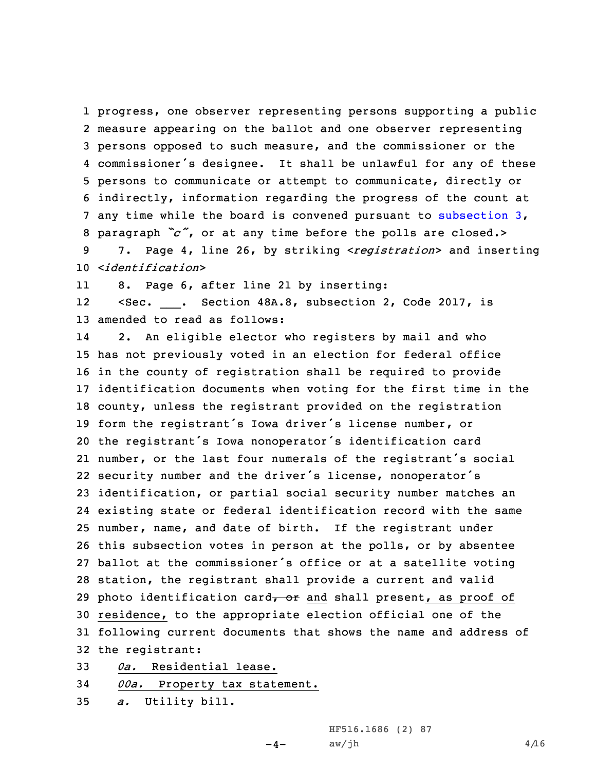1 progress, one observer representing persons supporting a public
2 measure appearing on the ballot and one observer representing
3 persons opposed to such measure, and the commissioner or the
4 commissioner's designee. It shall be unlawful for any of these
5 persons to communicate or attempt to communicate, directly or
6 indirectly, information regarding the progress of the count at
7 any time while the board is convened pursuant to subsection 3,
8 paragraph "*c*", or at any time before the polls are closed.>

9 7. Page 4, line 26, by striking <*registration*> and inserting
10 <*identification*>

11 8. Page 6, after line 21 by inserting:

12 <Sec. \_\_\_. Section 48A.8, subsection 2, Code 2017, is
13 amended to read as follows:

14 2. An eligible elector who registers by mail and who
15 has not previously voted in an election for federal office
16 in the county of registration shall be required to provide
17 identification documents when voting for the first time in the
18 county, unless the registrant provided on the registration
19 form the registrant's Iowa driver's license number, or
20 the registrant's Iowa nonoperator's identification card
21 number, or the last four numerals of the registrant's social
22 security number and the driver's license, nonoperator's
23 identification, or partial social security number matches an
24 existing state or federal identification record with the same
25 number, name, and date of birth. If the registrant under
26 this subsection votes in person at the polls, or by absentee
27 ballot at the commissioner's office or at a satellite voting
28 station, the registrant shall provide a current and valid
29 photo identification card~~, or~~ and shall present, as proof of
30 residence, to the appropriate election official one of the
31 following current documents that shows the name and address of
32 the registrant:

33 *0a.* Residential lease.

34 *00a.* Property tax statement.

35 *a.* Utility bill.

HF516.1686 (2) 87
aw/jh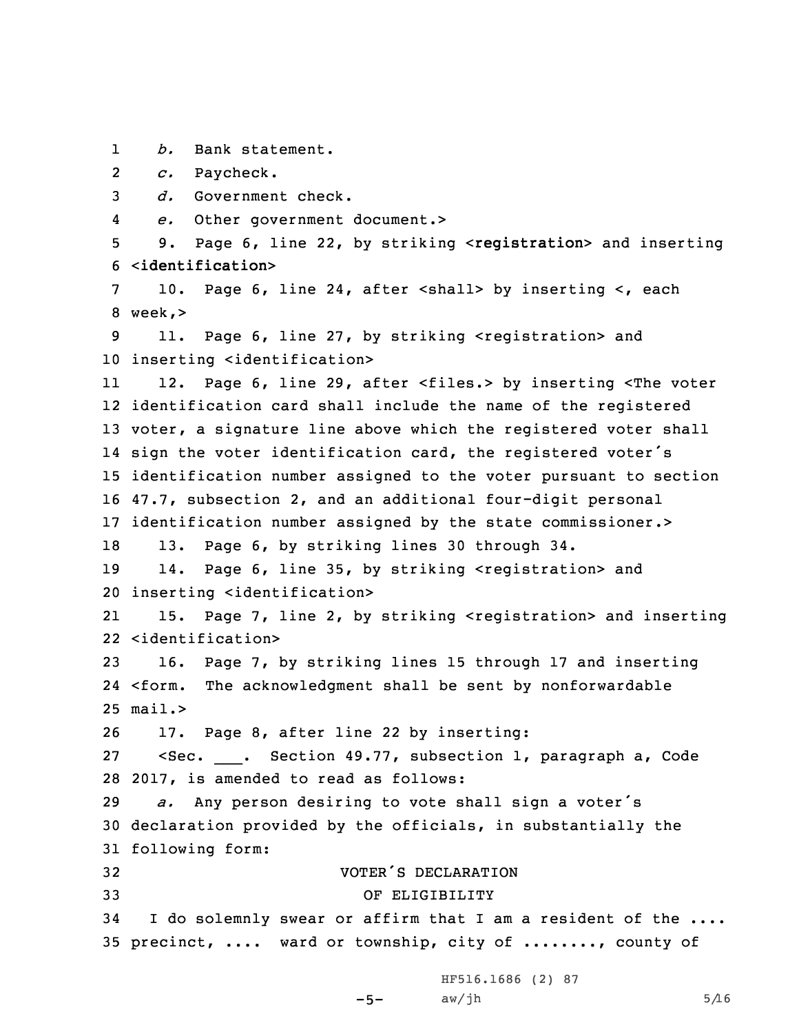*b.* Bank statement.

*c.* Paycheck.

*d.* Government check.

*e.* Other government document.>

9. Page 6, line 22, by striking <**registration**> and inserting <**identification**>

10. Page 6, line 24, after <shall> by inserting <, each week,>

11. Page 6, line 27, by striking <registration> and inserting <identification>

12. Page 6, line 29, after <files.> by inserting <The voter identification card shall include the name of the registered voter, a signature line above which the registered voter shall sign the voter identification card, the registered voter's identification number assigned to the voter pursuant to section 47.7, subsection 2, and an additional four-digit personal identification number assigned by the state commissioner.>

13. Page 6, by striking lines 30 through 34.

14. Page 6, line 35, by striking <registration> and inserting <identification>

15. Page 7, line 2, by striking <registration> and inserting <identification>

16. Page 7, by striking lines 15 through 17 and inserting <form. The acknowledgment shall be sent by nonforwardable mail.>

17. Page 8, after line 22 by inserting:

<Sec. ___. Section 49.77, subsection 1, paragraph a, Code 2017, is amended to read as follows:

*a.* Any person desiring to vote shall sign a voter's declaration provided by the officials, in substantially the following form:

VOTER'S DECLARATION
OF ELIGIBILITY

I do solemnly swear or affirm that I am a resident of the .... precinct, .... ward or township, city of ........, county of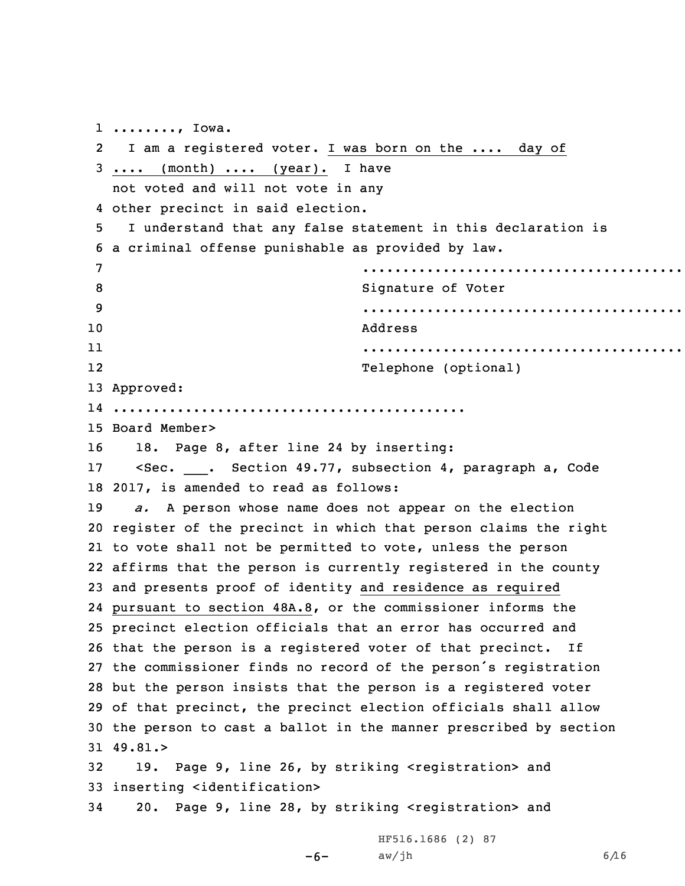........, Iowa.

I am a registered voter. I was born on the .... day of .... (month) .... (year). I have not voted and will not vote in any other precinct in said election.

I understand that any false statement in this declaration is a criminal offense punishable as provided by law.

........................................
Signature of Voter

........................................
Address

........................................
Telephone (optional)

Approved:

........................................
Board Member>

18. Page 8, after line 24 by inserting:

<Sec. ___. Section 49.77, subsection 4, paragraph a, Code 2017, is amended to read as follows:

*a.* A person whose name does not appear on the election register of the precinct in which that person claims the right to vote shall not be permitted to vote, unless the person affirms that the person is currently registered in the county and presents proof of identity and residence as required pursuant to section 48A.8, or the commissioner informs the precinct election officials that an error has occurred and that the person is a registered voter of that precinct. If the commissioner finds no record of the person's registration but the person insists that the person is a registered voter of that precinct, the precinct election officials shall allow the person to cast a ballot in the manner prescribed by section 49.81.>

19. Page 9, line 26, by striking <registration> and inserting <identification>

20. Page 9, line 28, by striking <registration> and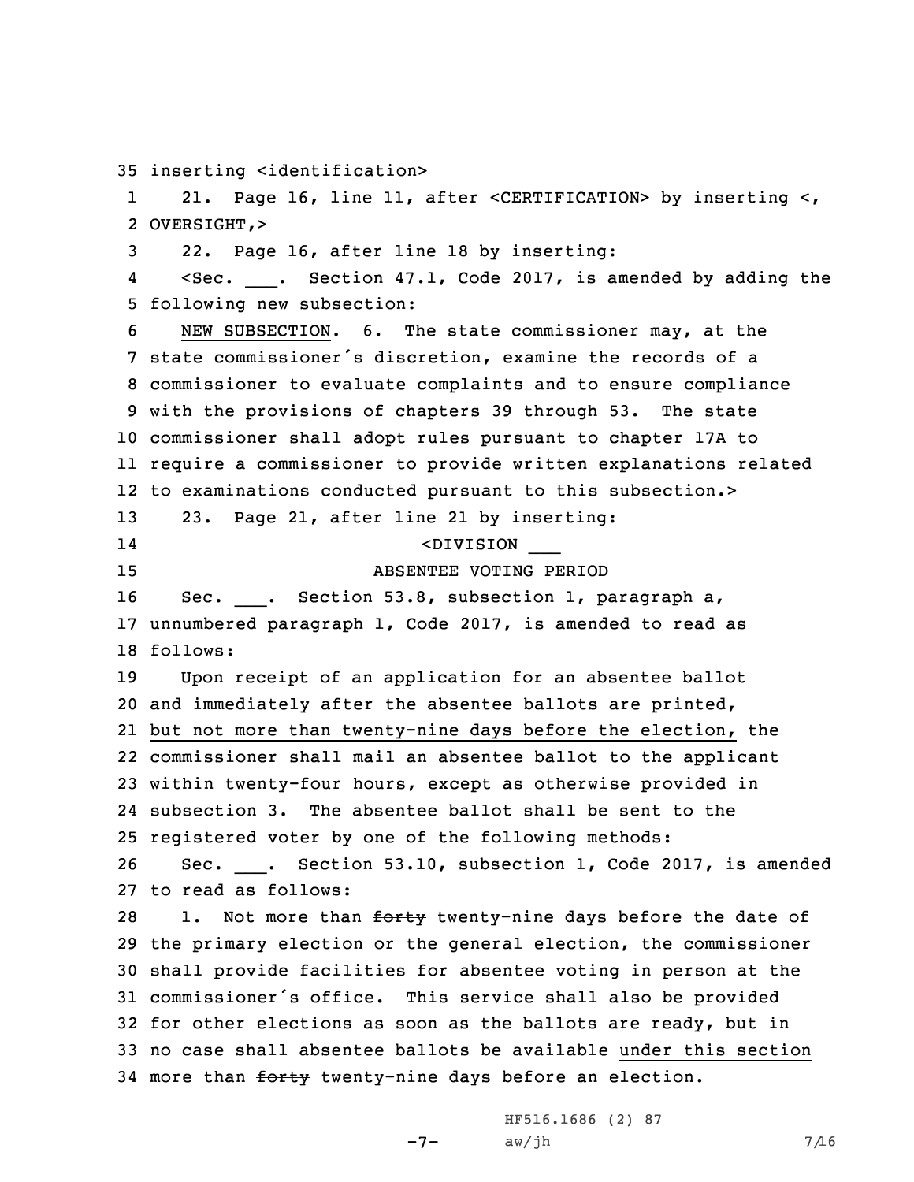inserting <identification>

21. Page 16, line 11, after <CERTIFICATION> by inserting <, OVERSIGHT,>

22. Page 16, after line 18 by inserting:

<Sec. ___. Section 47.1, Code 2017, is amended by adding the following new subsection:

NEW SUBSECTION. 6. The state commissioner may, at the state commissioner's discretion, examine the records of a commissioner to evaluate complaints and to ensure compliance with the provisions of chapters 39 through 53. The state commissioner shall adopt rules pursuant to chapter 17A to require a commissioner to provide written explanations related to examinations conducted pursuant to this subsection.>

23. Page 21, after line 21 by inserting:

<DIVISION ___

ABSENTEE VOTING PERIOD

Sec. ___. Section 53.8, subsection 1, paragraph a, unnumbered paragraph 1, Code 2017, is amended to read as follows:

Upon receipt of an application for an absentee ballot and immediately after the absentee ballots are printed, but not more than twenty-nine days before the election, the commissioner shall mail an absentee ballot to the applicant within twenty-four hours, except as otherwise provided in subsection 3. The absentee ballot shall be sent to the registered voter by one of the following methods:

Sec. ___. Section 53.10, subsection 1, Code 2017, is amended to read as follows:

1. Not more than ~~forty~~ twenty-nine days before the date of the primary election or the general election, the commissioner shall provide facilities for absentee voting in person at the commissioner's office. This service shall also be provided for other elections as soon as the ballots are ready, but in no case shall absentee ballots be available under this section more than ~~forty~~ twenty-nine days before an election.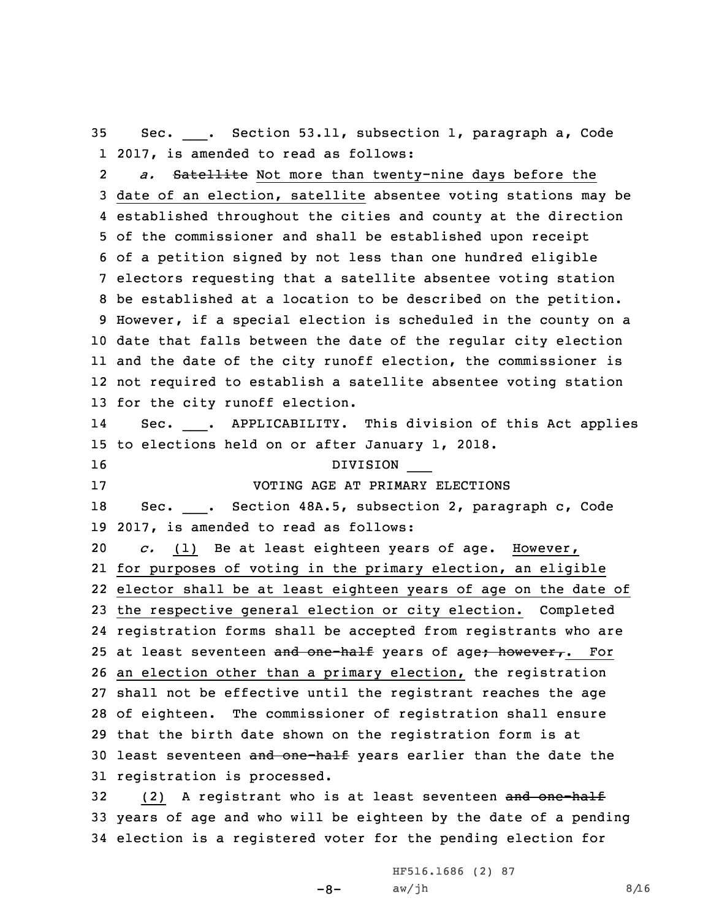Sec. \_\_\_. Section 53.11, subsection 1, paragraph a, Code 2017, is amended to read as follows:

*a.* ~~Satellite~~ Not more than twenty-nine days before the date of an election, satellite absentee voting stations may be established throughout the cities and county at the direction of the commissioner and shall be established upon receipt of a petition signed by not less than one hundred eligible electors requesting that a satellite absentee voting station be established at a location to be described on the petition. However, if a special election is scheduled in the county on a date that falls between the date of the regular city election and the date of the city runoff election, the commissioner is not required to establish a satellite absentee voting station for the city runoff election.

Sec. \_\_\_. APPLICABILITY. This division of this Act applies to elections held on or after January 1, 2018.

DIVISION \_\_\_

VOTING AGE AT PRIMARY ELECTIONS

Sec. \_\_\_. Section 48A.5, subsection 2, paragraph c, Code 2017, is amended to read as follows:

*c.* (1) Be at least eighteen years of age. However, for purposes of voting in the primary election, an eligible elector shall be at least eighteen years of age on the date of the respective general election or city election. Completed registration forms shall be accepted from registrants who are at least seventeen ~~and one-half~~ years of age~~; however,~~. For an election other than a primary election, the registration shall not be effective until the registrant reaches the age of eighteen. The commissioner of registration shall ensure that the birth date shown on the registration form is at least seventeen ~~and one-half~~ years earlier than the date the registration is processed.

(2) A registrant who is at least seventeen ~~and one-half~~ years of age and who will be eighteen by the date of a pending election is a registered voter for the pending election for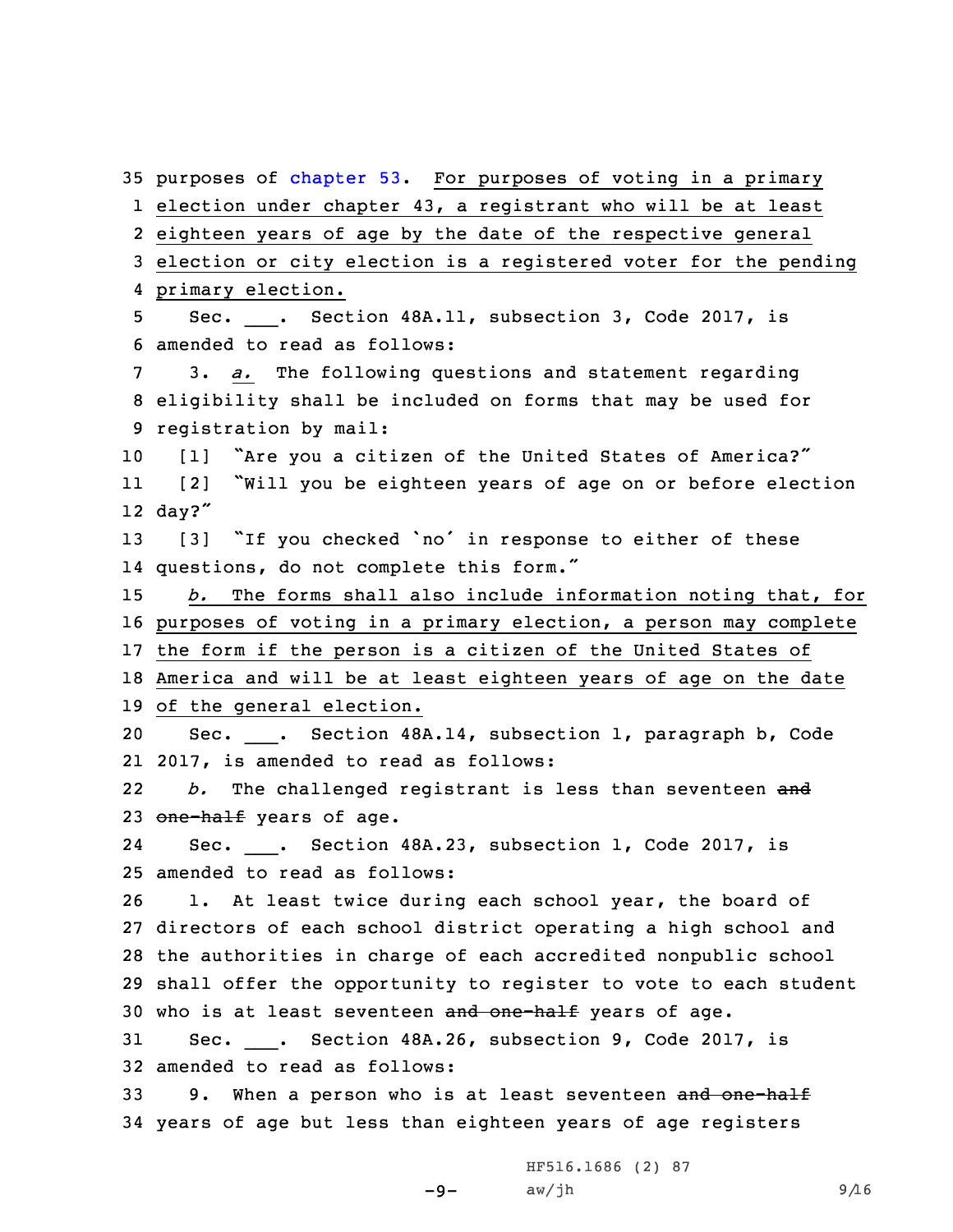35 purposes of chapter 53. <u>For purposes of voting in a primary</u>
1 <u>election under chapter 43, a registrant who will be at least</u>
2 <u>eighteen years of age by the date of the respective general</u>
3 <u>election or city election is a registered voter for the pending</u>
4 <u>primary election.</u>

5 Sec. ___. Section 48A.11, subsection 3, Code 2017, is
6 amended to read as follows:

7 3. <u>*a.*</u> The following questions and statement regarding
8 eligibility shall be included on forms that may be used for
9 registration by mail:

10 [1] "Are you a citizen of the United States of America?"

11 [2] "Will you be eighteen years of age on or before election
12 day?"

13 [3] "If you checked 'no' in response to either of these
14 questions, do not complete this form."

15 <u>*b.* The forms shall also include information noting that, for</u>
16 <u>purposes of voting in a primary election, a person may complete</u>
17 <u>the form if the person is a citizen of the United States of</u>
18 <u>America and will be at least eighteen years of age on the date</u>
19 <u>of the general election.</u>

20 Sec. ___. Section 48A.14, subsection 1, paragraph b, Code
21 2017, is amended to read as follows:

22 *b.* The challenged registrant is less than seventeen ~~and~~
23 ~~one-half~~ years of age.

24 Sec. ___. Section 48A.23, subsection 1, Code 2017, is
25 amended to read as follows:

26 1. At least twice during each school year, the board of
27 directors of each school district operating a high school and
28 the authorities in charge of each accredited nonpublic school
29 shall offer the opportunity to register to vote to each student
30 who is at least seventeen ~~and one-half~~ years of age.

31 Sec. ___. Section 48A.26, subsection 9, Code 2017, is
32 amended to read as follows:

33 9. When a person who is at least seventeen ~~and one-half~~
34 years of age but less than eighteen years of age registers

HF516.1686 (2) 87
aw/jh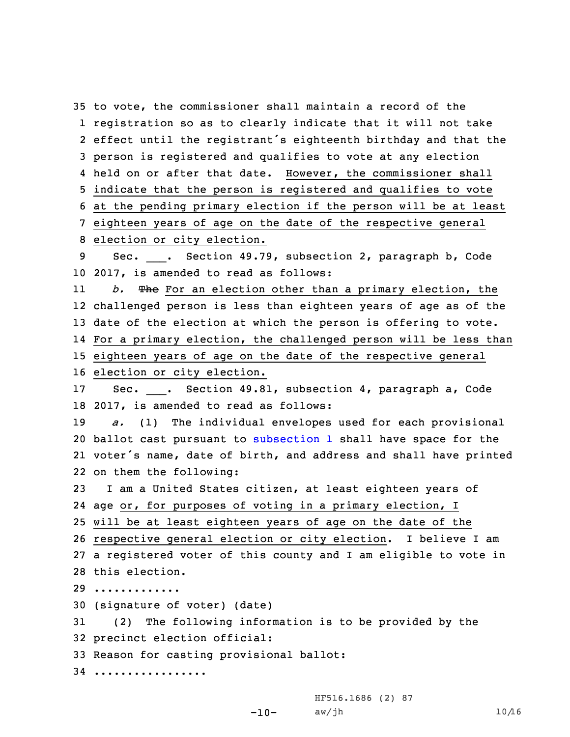to vote, the commissioner shall maintain a record of the registration so as to clearly indicate that it will not take effect until the registrant's eighteenth birthday and that the person is registered and qualifies to vote at any election held on or after that date. However, the commissioner shall indicate that the person is registered and qualifies to vote at the pending primary election if the person will be at least eighteen years of age on the date of the respective general election or city election.

Sec. ___. Section 49.79, subsection 2, paragraph b, Code 2017, is amended to read as follows:

*b.* ~~The~~ For an election other than a primary election, the challenged person is less than eighteen years of age as of the date of the election at which the person is offering to vote. For a primary election, the challenged person will be less than eighteen years of age on the date of the respective general election or city election.

Sec. ___. Section 49.81, subsection 4, paragraph a, Code 2017, is amended to read as follows:

*a.* (1) The individual envelopes used for each provisional ballot cast pursuant to subsection 1 shall have space for the voter's name, date of birth, and address and shall have printed on them the following:

I am a United States citizen, at least eighteen years of age or, for purposes of voting in a primary election, I will be at least eighteen years of age on the date of the respective general election or city election. I believe I am a registered voter of this county and I am eligible to vote in this election.

.............

(signature of voter) (date)

(2) The following information is to be provided by the precinct election official:

Reason for casting provisional ballot:

................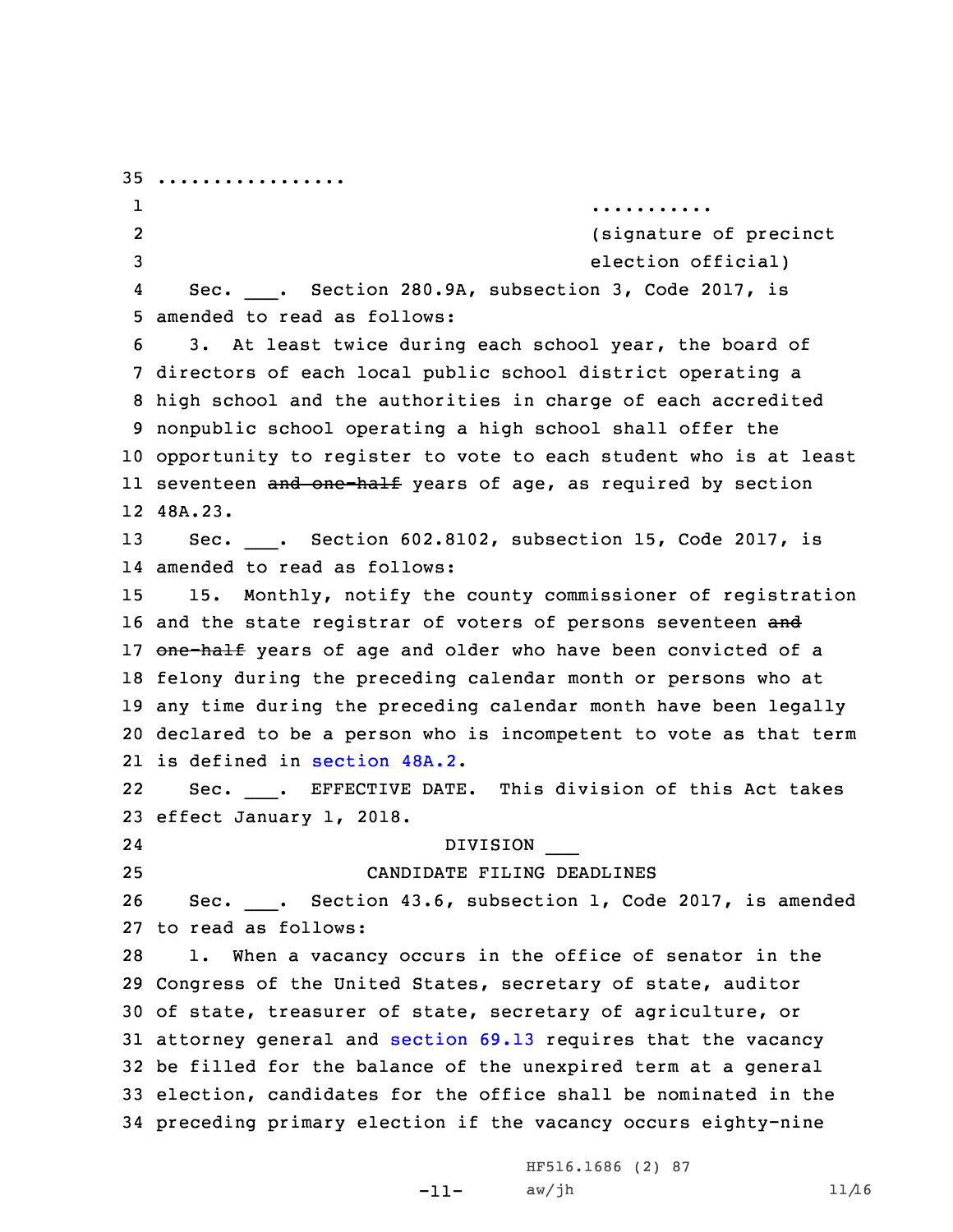................

...........
(signature of precinct
election official)

Sec. \_\_\_. Section 280.9A, subsection 3, Code 2017, is amended to read as follows:

3. At least twice during each school year, the board of directors of each local public school district operating a high school and the authorities in charge of each accredited nonpublic school operating a high school shall offer the opportunity to register to vote to each student who is at least seventeen ~~and one-half~~ years of age, as required by section 48A.23.

Sec. \_\_\_. Section 602.8102, subsection 15, Code 2017, is amended to read as follows:

15. Monthly, notify the county commissioner of registration and the state registrar of voters of persons seventeen ~~and one-half~~ years of age and older who have been convicted of a felony during the preceding calendar month or persons who at any time during the preceding calendar month have been legally declared to be a person who is incompetent to vote as that term is defined in section 48A.2.

Sec. \_\_\_. EFFECTIVE DATE. This division of this Act takes effect January 1, 2018.

DIVISION \_\_\_

CANDIDATE FILING DEADLINES

Sec. \_\_\_. Section 43.6, subsection 1, Code 2017, is amended to read as follows:

1. When a vacancy occurs in the office of senator in the Congress of the United States, secretary of state, auditor of state, treasurer of state, secretary of agriculture, or attorney general and section 69.13 requires that the vacancy be filled for the balance of the unexpired term at a general election, candidates for the office shall be nominated in the preceding primary election if the vacancy occurs eighty-nine

HF516.1686 (2) 87
aw/jh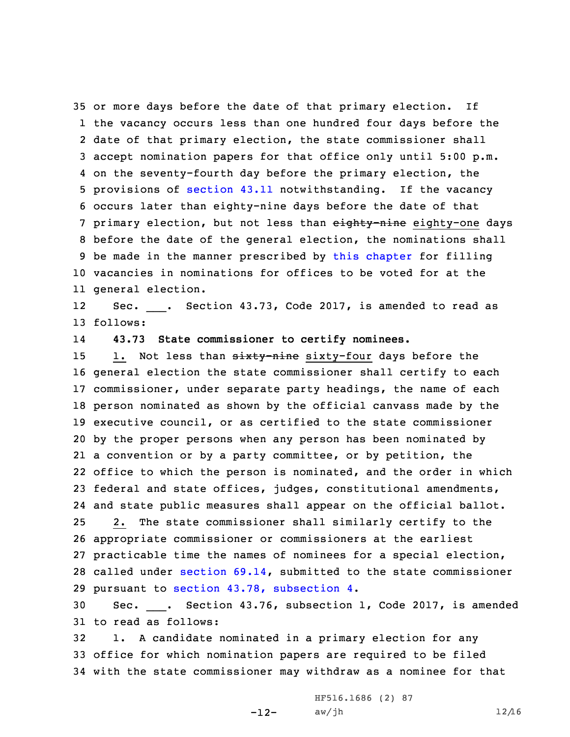or more days before the date of that primary election. If the vacancy occurs less than one hundred four days before the date of that primary election, the state commissioner shall accept nomination papers for that office only until 5:00 p.m. on the seventy-fourth day before the primary election, the provisions of section 43.11 notwithstanding. If the vacancy occurs later than eighty-nine days before the date of that primary election, but not less than ~~eighty-nine~~ eighty-one days before the date of the general election, the nominations shall be made in the manner prescribed by this chapter for filling vacancies in nominations for offices to be voted for at the general election.

Sec. ___. Section 43.73, Code 2017, is amended to read as follows:

**43.73 State commissioner to certify nominees.**

1. Not less than ~~sixty-nine~~ sixty-four days before the general election the state commissioner shall certify to each commissioner, under separate party headings, the name of each person nominated as shown by the official canvass made by the executive council, or as certified to the state commissioner by the proper persons when any person has been nominated by a convention or by a party committee, or by petition, the office to which the person is nominated, and the order in which federal and state offices, judges, constitutional amendments, and state public measures shall appear on the official ballot.

2. The state commissioner shall similarly certify to the appropriate commissioner or commissioners at the earliest practicable time the names of nominees for a special election, called under section 69.14, submitted to the state commissioner pursuant to section 43.78, subsection 4.

Sec. ___. Section 43.76, subsection 1, Code 2017, is amended to read as follows:

1. A candidate nominated in a primary election for any office for which nomination papers are required to be filed with the state commissioner may withdraw as a nominee for that

HF516.1686 (2) 87
aw/jh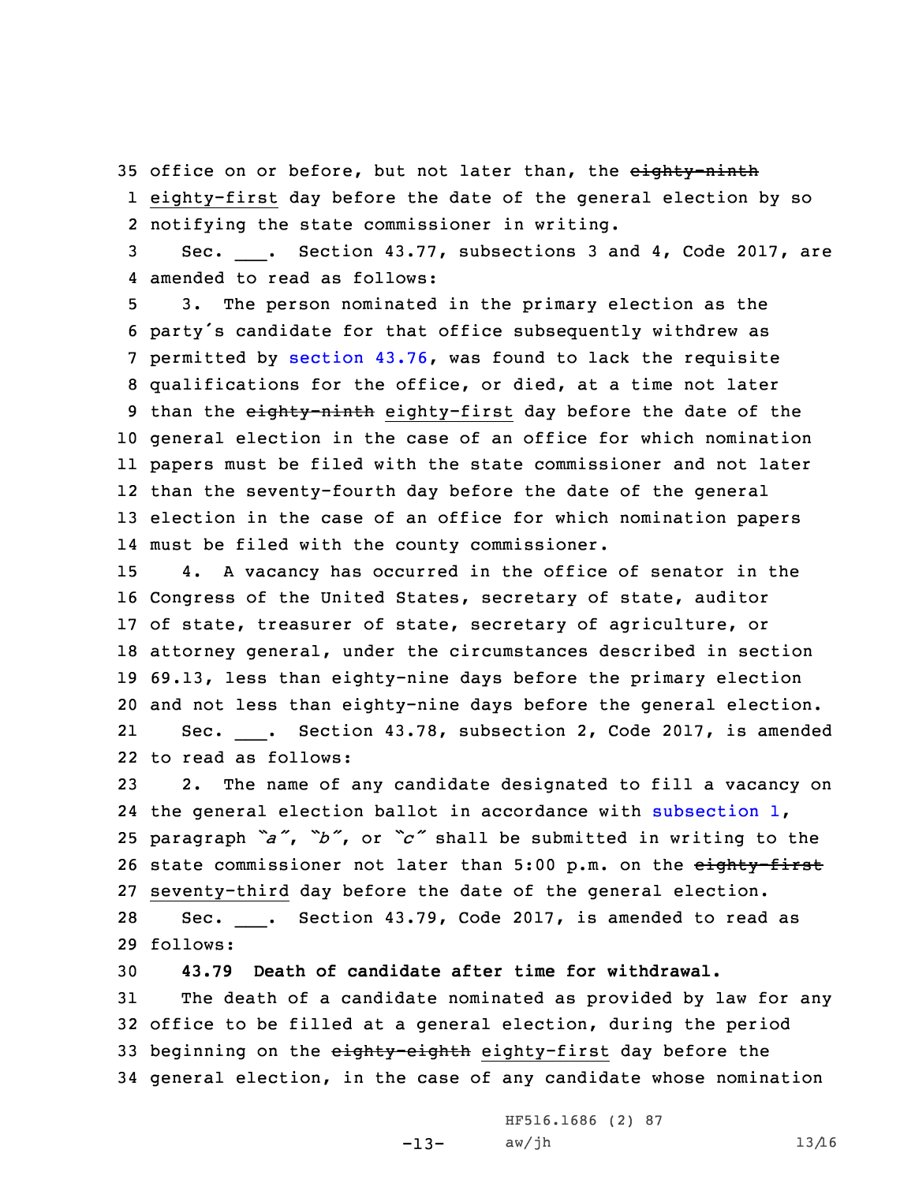office on or before, but not later than, the ~~eighty-ninth~~ eighty-first day before the date of the general election by so notifying the state commissioner in writing.

Sec. \_\_\_. Section 43.77, subsections 3 and 4, Code 2017, are amended to read as follows:

3. The person nominated in the primary election as the party's candidate for that office subsequently withdrew as permitted by section 43.76, was found to lack the requisite qualifications for the office, or died, at a time not later than the ~~eighty-ninth~~ eighty-first day before the date of the general election in the case of an office for which nomination papers must be filed with the state commissioner and not later than the seventy-fourth day before the date of the general election in the case of an office for which nomination papers must be filed with the county commissioner.

4. A vacancy has occurred in the office of senator in the Congress of the United States, secretary of state, auditor of state, treasurer of state, secretary of agriculture, or attorney general, under the circumstances described in section 69.13, less than eighty-nine days before the primary election and not less than eighty-nine days before the general election.

Sec. \_\_\_. Section 43.78, subsection 2, Code 2017, is amended to read as follows:

2. The name of any candidate designated to fill a vacancy on the general election ballot in accordance with subsection 1, paragraph *"a"*, *"b"*, or *"c"* shall be submitted in writing to the state commissioner not later than 5:00 p.m. on the ~~eighty-first~~ seventy-third day before the date of the general election.

Sec. \_\_\_. Section 43.79, Code 2017, is amended to read as follows:

**43.79 Death of candidate after time for withdrawal.**

The death of a candidate nominated as provided by law for any office to be filled at a general election, during the period beginning on the ~~eighty-eighth~~ eighty-first day before the general election, in the case of any candidate whose nomination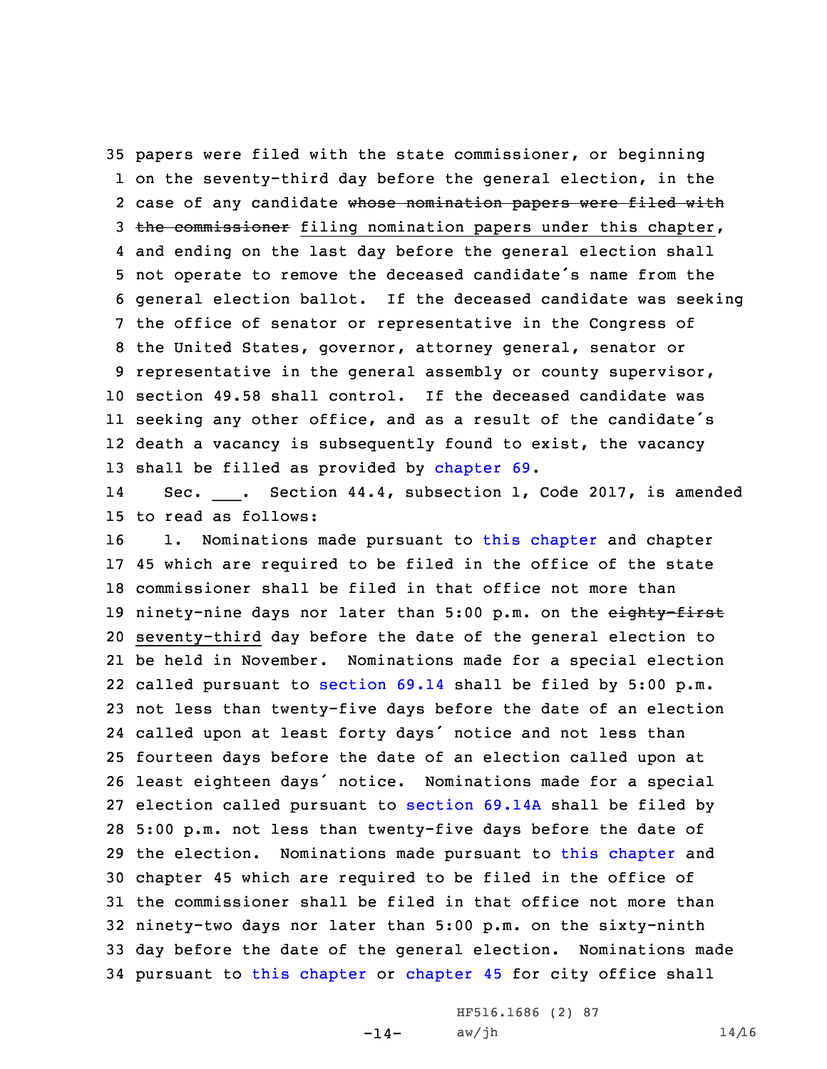35 papers were filed with the state commissioner, or beginning
1 on the seventy-third day before the general election, in the
2 case of any candidate ~~whose nomination papers were filed with~~
3 ~~the commissioner~~ filing nomination papers under this chapter,
4 and ending on the last day before the general election shall
5 not operate to remove the deceased candidate's name from the
6 general election ballot. If the deceased candidate was seeking
7 the office of senator or representative in the Congress of
8 the United States, governor, attorney general, senator or
9 representative in the general assembly or county supervisor,
10 section 49.58 shall control. If the deceased candidate was
11 seeking any other office, and as a result of the candidate's
12 death a vacancy is subsequently found to exist, the vacancy
13 shall be filled as provided by chapter 69.

14 Sec. \_\_\_. Section 44.4, subsection 1, Code 2017, is amended
15 to read as follows:

16 1. Nominations made pursuant to this chapter and chapter
17 45 which are required to be filed in the office of the state
18 commissioner shall be filed in that office not more than
19 ninety-nine days nor later than 5:00 p.m. on the ~~eighty-first~~
20 seventy-third day before the date of the general election to
21 be held in November. Nominations made for a special election
22 called pursuant to section 69.14 shall be filed by 5:00 p.m.
23 not less than twenty-five days before the date of an election
24 called upon at least forty days' notice and not less than
25 fourteen days before the date of an election called upon at
26 least eighteen days' notice. Nominations made for a special
27 election called pursuant to section 69.14A shall be filed by
28 5:00 p.m. not less than twenty-five days before the date of
29 the election. Nominations made pursuant to this chapter and
30 chapter 45 which are required to be filed in the office of
31 the commissioner shall be filed in that office not more than
32 ninety-two days nor later than 5:00 p.m. on the sixty-ninth
33 day before the date of the general election. Nominations made
34 pursuant to this chapter or chapter 45 for city office shall

HF516.1686 (2) 87
aw/jh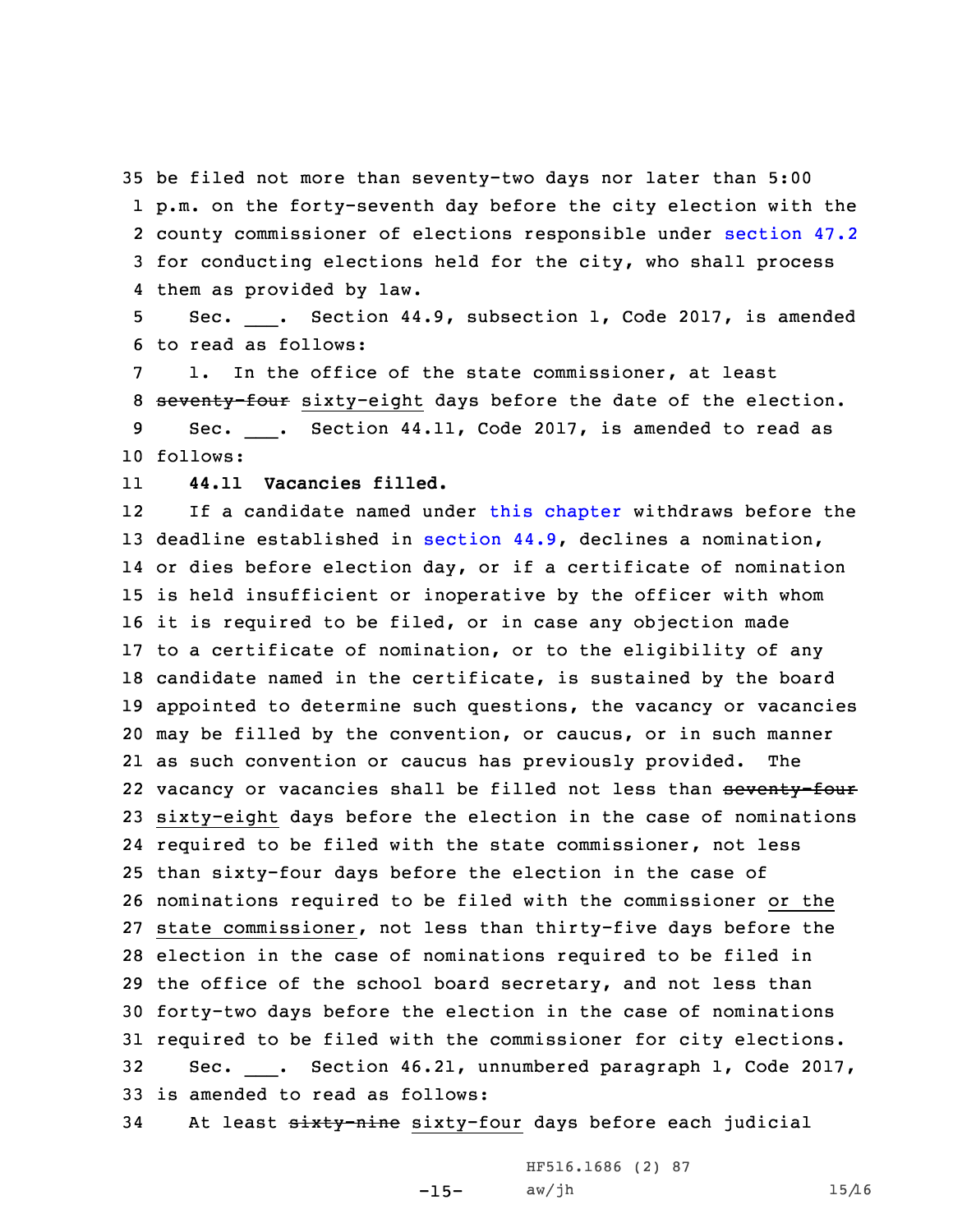be filed not more than seventy-two days nor later than 5:00 p.m. on the forty-seventh day before the city election with the county commissioner of elections responsible under section 47.2 for conducting elections held for the city, who shall process them as provided by law.

Sec. ___. Section 44.9, subsection 1, Code 2017, is amended to read as follows:

1. In the office of the state commissioner, at least ~~seventy-four~~ sixty-eight days before the date of the election.

Sec. ___. Section 44.11, Code 2017, is amended to read as follows:

**44.11 Vacancies filled.**

If a candidate named under this chapter withdraws before the deadline established in section 44.9, declines a nomination, or dies before election day, or if a certificate of nomination is held insufficient or inoperative by the officer with whom it is required to be filed, or in case any objection made to a certificate of nomination, or to the eligibility of any candidate named in the certificate, is sustained by the board appointed to determine such questions, the vacancy or vacancies may be filled by the convention, or caucus, or in such manner as such convention or caucus has previously provided. The vacancy or vacancies shall be filled not less than ~~seventy-four~~ sixty-eight days before the election in the case of nominations required to be filed with the state commissioner, not less than sixty-four days before the election in the case of nominations required to be filed with the commissioner or the state commissioner, not less than thirty-five days before the election in the case of nominations required to be filed in the office of the school board secretary, and not less than forty-two days before the election in the case of nominations required to be filed with the commissioner for city elections.

Sec. ___. Section 46.21, unnumbered paragraph 1, Code 2017, is amended to read as follows:

At least ~~sixty-nine~~ sixty-four days before each judicial

HF516.1686 (2) 87
aw/jh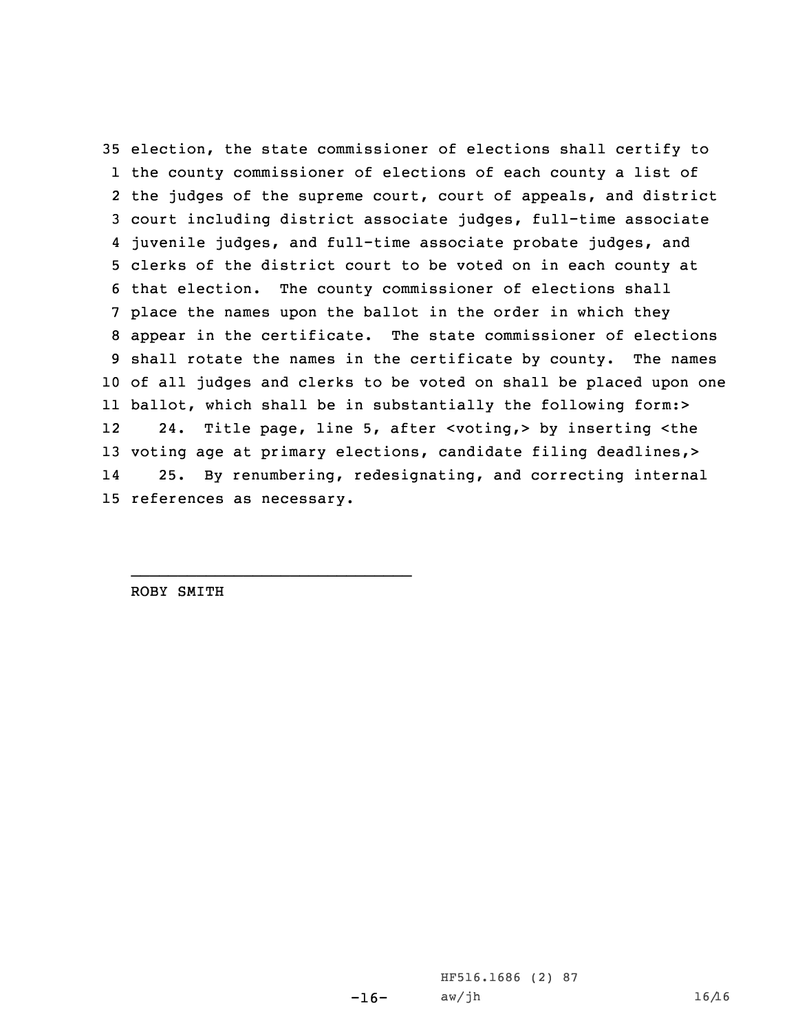35 election, the state commissioner of elections shall certify to
1 the county commissioner of elections of each county a list of
2 the judges of the supreme court, court of appeals, and district
3 court including district associate judges, full-time associate
4 juvenile judges, and full-time associate probate judges, and
5 clerks of the district court to be voted on in each county at
6 that election. The county commissioner of elections shall
7 place the names upon the ballot in the order in which they
8 appear in the certificate. The state commissioner of elections
9 shall rotate the names in the certificate by county. The names
10 of all judges and clerks to be voted on shall be placed upon one
11 ballot, which shall be in substantially the following form:>
12 24. Title page, line 5, after <voting,> by inserting <the
13 voting age at primary elections, candidate filing deadlines,>
14 25. By renumbering, redesignating, and correcting internal
15 references as necessary.

______________________________
ROBY SMITH

HF516.1686 (2) 87
aw/jh